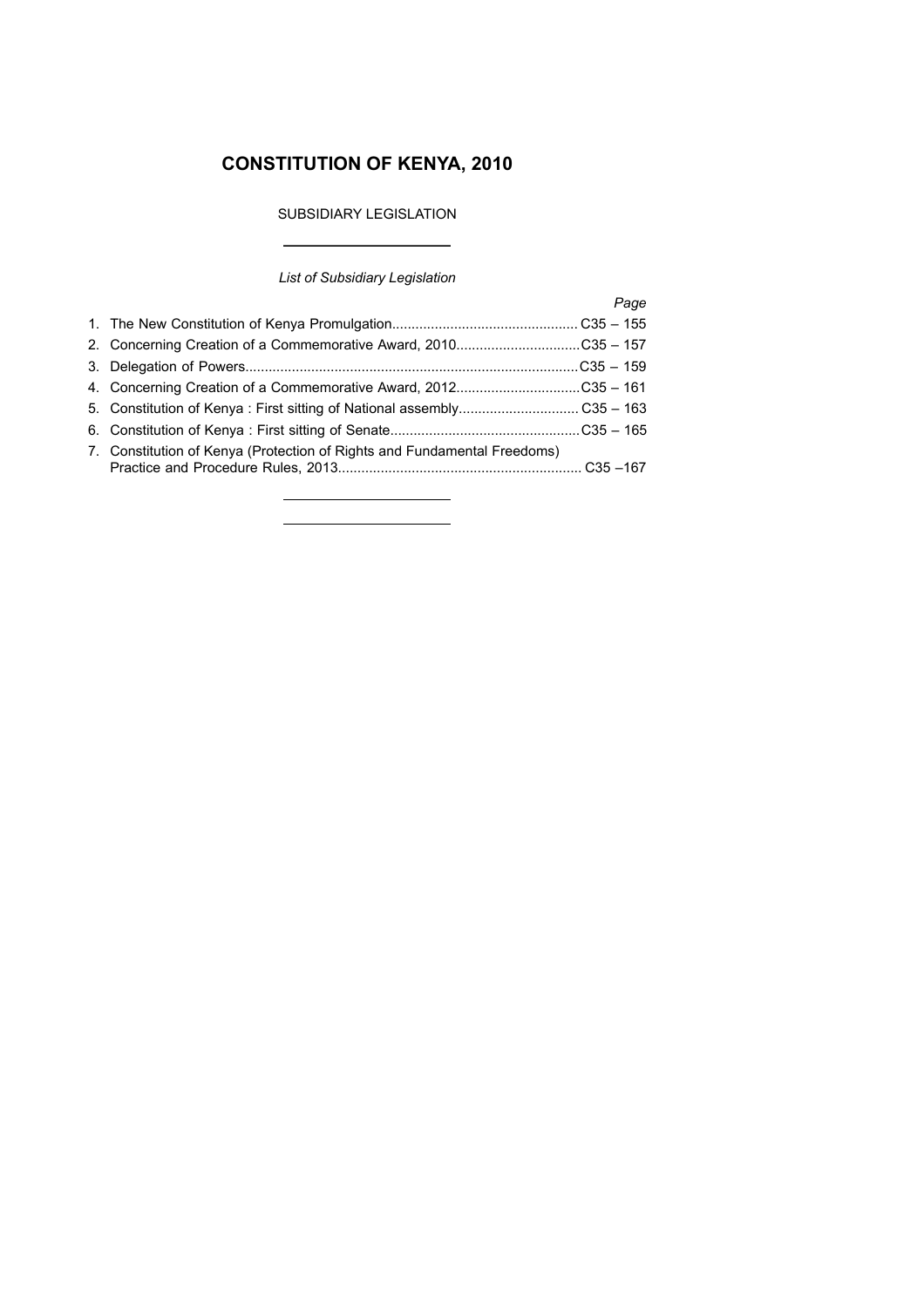# CONSTITUTION OF KENYA, 2010

SUBSIDIARY LEGISLATION

---

*List of Subsidiary Legislation*

| | *Page* |
|---|---|
| 1. The New Constitution of Kenya Promulgation | C35 – 155 |
| 2. Concerning Creation of a Commemorative Award, 2010 | C35 – 157 |
| 3. Delegation of Powers | C35 – 159 |
| 4. Concerning Creation of a Commemorative Award, 2012 | C35 – 161 |
| 5. Constitution of Kenya : First sitting of National assembly | C35 – 163 |
| 6. Constitution of Kenya : First sitting of Senate | C35 – 165 |
| 7. Constitution of Kenya (Protection of Rights and Fundamental Freedoms) Practice and Procedure Rules, 2013 | C35 –167 |

---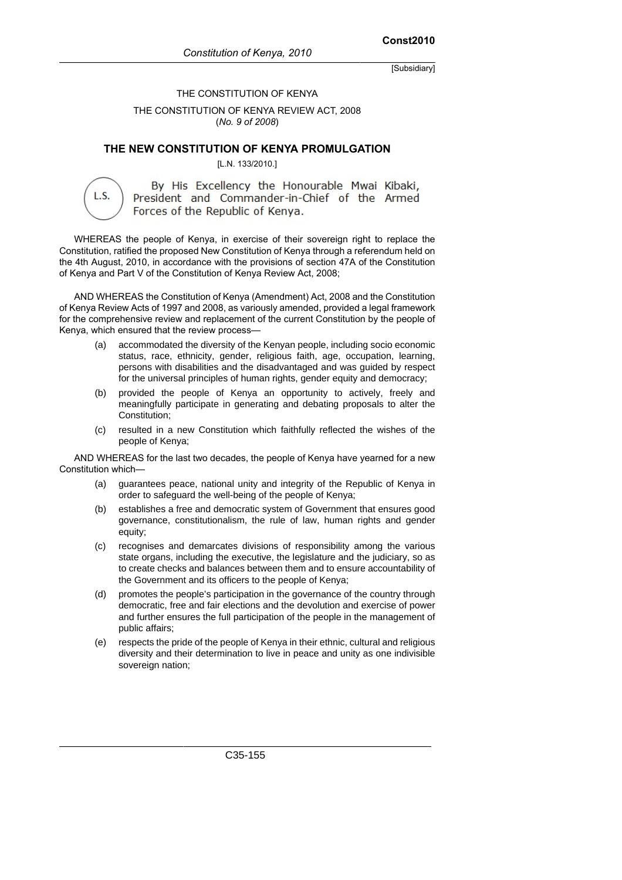THE CONSTITUTION OF KENYA

THE CONSTITUTION OF KENYA REVIEW ACT, 2008
(*No. 9 of 2008*)

## THE NEW CONSTITUTION OF KENYA PROMULGATION

[L.N. 133/2010.]

L.S.

By His Excellency the Honourable Mwai Kibaki, President and Commander-in-Chief of the Armed Forces of the Republic of Kenya.

WHEREAS the people of Kenya, in exercise of their sovereign right to replace the Constitution, ratified the proposed New Constitution of Kenya through a referendum held on the 4th August, 2010, in accordance with the provisions of section 47A of the Constitution of Kenya and Part V of the Constitution of Kenya Review Act, 2008;

AND WHEREAS the Constitution of Kenya (Amendment) Act, 2008 and the Constitution of Kenya Review Acts of 1997 and 2008, as variously amended, provided a legal framework for the comprehensive review and replacement of the current Constitution by the people of Kenya, which ensured that the review process—

(a) accommodated the diversity of the Kenyan people, including socio economic status, race, ethnicity, gender, religious faith, age, occupation, learning, persons with disabilities and the disadvantaged and was guided by respect for the universal principles of human rights, gender equity and democracy;

(b) provided the people of Kenya an opportunity to actively, freely and meaningfully participate in generating and debating proposals to alter the Constitution;

(c) resulted in a new Constitution which faithfully reflected the wishes of the people of Kenya;

AND WHEREAS for the last two decades, the people of Kenya have yearned for a new Constitution which—

(a) guarantees peace, national unity and integrity of the Republic of Kenya in order to safeguard the well-being of the people of Kenya;

(b) establishes a free and democratic system of Government that ensures good governance, constitutionalism, the rule of law, human rights and gender equity;

(c) recognises and demarcates divisions of responsibility among the various state organs, including the executive, the legislature and the judiciary, so as to create checks and balances between them and to ensure accountability of the Government and its officers to the people of Kenya;

(d) promotes the people's participation in the governance of the country through democratic, free and fair elections and the devolution and exercise of power and further ensures the full participation of the people in the management of public affairs;

(e) respects the pride of the people of Kenya in their ethnic, cultural and religious diversity and their determination to live in peace and unity as one indivisible sovereign nation;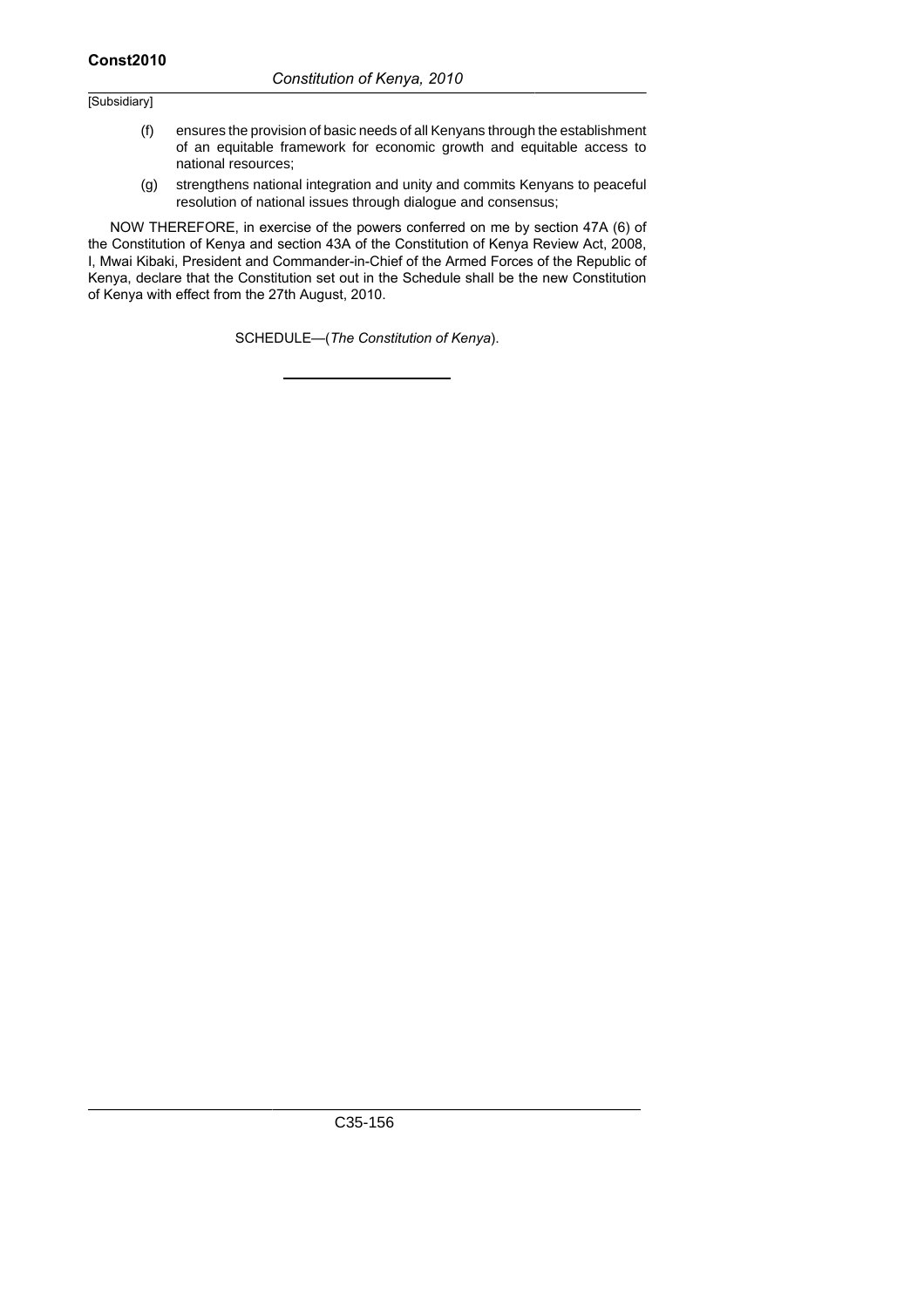(f) ensures the provision of basic needs of all Kenyans through the establishment of an equitable framework for economic growth and equitable access to national resources;

(g) strengthens national integration and unity and commits Kenyans to peaceful resolution of national issues through dialogue and consensus;

NOW THEREFORE, in exercise of the powers conferred on me by section 47A (6) of the Constitution of Kenya and section 43A of the Constitution of Kenya Review Act, 2008, I, Mwai Kibaki, President and Commander-in-Chief of the Armed Forces of the Republic of Kenya, declare that the Constitution set out in the Schedule shall be the new Constitution of Kenya with effect from the 27th August, 2010.

SCHEDULE—(*The Constitution of Kenya*).

---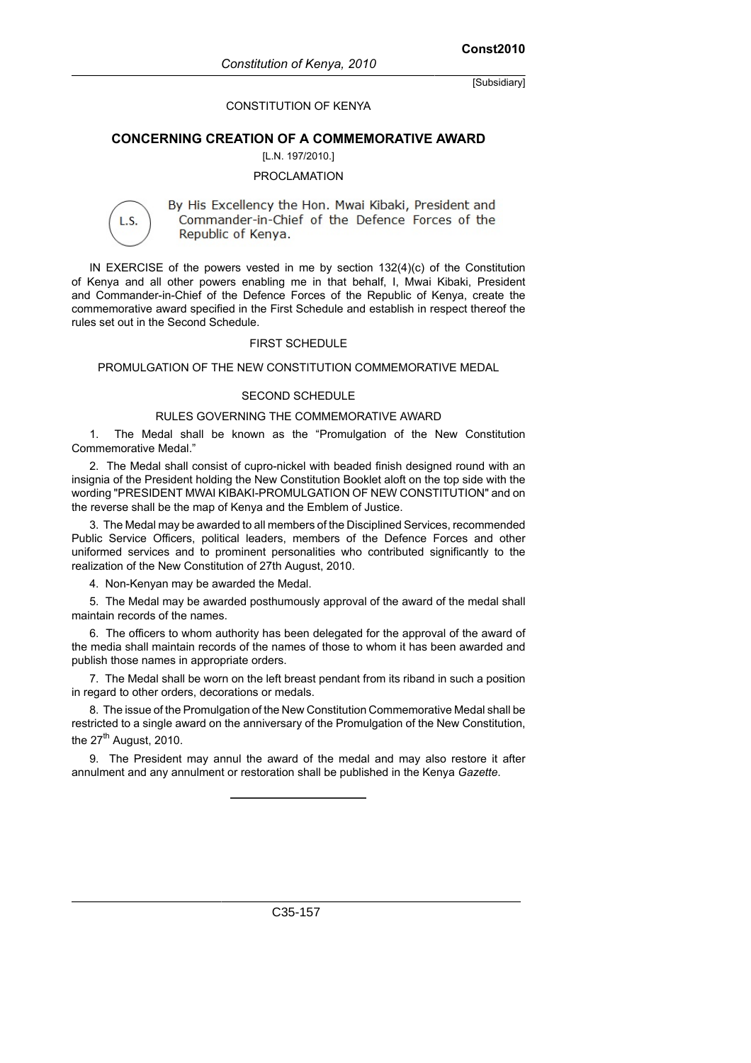[Subsidiary]

CONSTITUTION OF KENYA

## CONCERNING CREATION OF A COMMEMORATIVE AWARD

[L.N. 197/2010.]

PROCLAMATION

L.S.

By His Excellency the Hon. Mwai Kibaki, President and Commander-in-Chief of the Defence Forces of the Republic of Kenya.

IN EXERCISE of the powers vested in me by section 132(4)(c) of the Constitution of Kenya and all other powers enabling me in that behalf, I, Mwai Kibaki, President and Commander-in-Chief of the Defence Forces of the Republic of Kenya, create the commemorative award specified in the First Schedule and establish in respect thereof the rules set out in the Second Schedule.

FIRST SCHEDULE

PROMULGATION OF THE NEW CONSTITUTION COMMEMORATIVE MEDAL

SECOND SCHEDULE

RULES GOVERNING THE COMMEMORATIVE AWARD

1. The Medal shall be known as the "Promulgation of the New Constitution Commemorative Medal."

2. The Medal shall consist of cupro-nickel with beaded finish designed round with an insignia of the President holding the New Constitution Booklet aloft on the top side with the wording "PRESIDENT MWAI KIBAKI-PROMULGATION OF NEW CONSTITUTION" and on the reverse shall be the map of Kenya and the Emblem of Justice.

3. The Medal may be awarded to all members of the Disciplined Services, recommended Public Service Officers, political leaders, members of the Defence Forces and other uniformed services and to prominent personalities who contributed significantly to the realization of the New Constitution of 27th August, 2010.

4. Non-Kenyan may be awarded the Medal.

5. The Medal may be awarded posthumously approval of the award of the medal shall maintain records of the names.

6. The officers to whom authority has been delegated for the approval of the award of the media shall maintain records of the names of those to whom it has been awarded and publish those names in appropriate orders.

7. The Medal shall be worn on the left breast pendant from its riband in such a position in regard to other orders, decorations or medals.

8. The issue of the Promulgation of the New Constitution Commemorative Medal shall be restricted to a single award on the anniversary of the Promulgation of the New Constitution, the 27th August, 2010.

9. The President may annul the award of the medal and may also restore it after annulment and any annulment or restoration shall be published in the Kenya *Gazette*.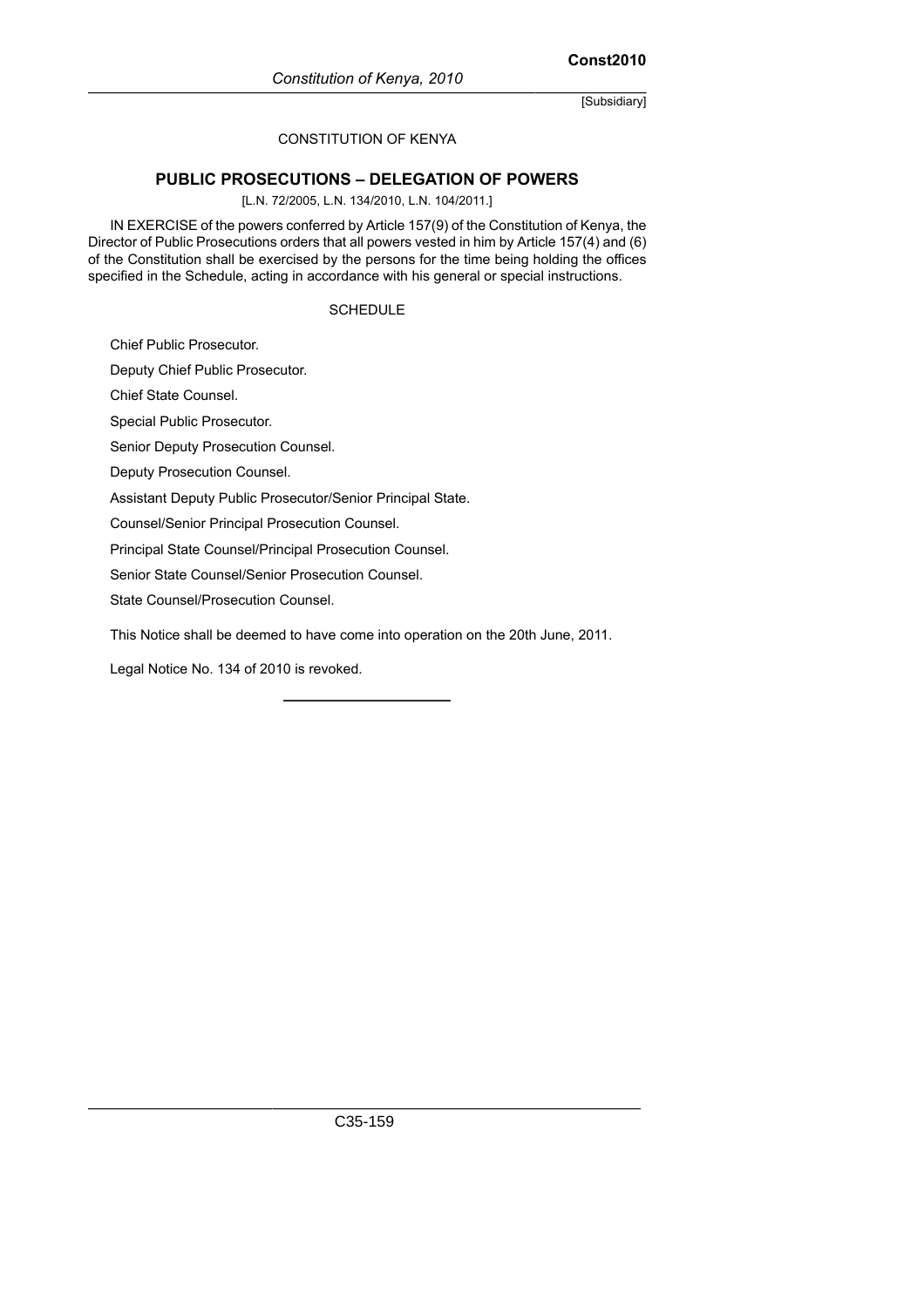[Subsidiary]

CONSTITUTION OF KENYA

## PUBLIC PROSECUTIONS – DELEGATION OF POWERS

[L.N. 72/2005, L.N. 134/2010, L.N. 104/2011.]

IN EXERCISE of the powers conferred by Article 157(9) of the Constitution of Kenya, the Director of Public Prosecutions orders that all powers vested in him by Article 157(4) and (6) of the Constitution shall be exercised by the persons for the time being holding the offices specified in the Schedule, acting in accordance with his general or special instructions.

SCHEDULE

Chief Public Prosecutor.

Deputy Chief Public Prosecutor.

Chief State Counsel.

Special Public Prosecutor.

Senior Deputy Prosecution Counsel.

Deputy Prosecution Counsel.

Assistant Deputy Public Prosecutor/Senior Principal State.

Counsel/Senior Principal Prosecution Counsel.

Principal State Counsel/Principal Prosecution Counsel.

Senior State Counsel/Senior Prosecution Counsel.

State Counsel/Prosecution Counsel.

This Notice shall be deemed to have come into operation on the 20th June, 2011.

Legal Notice No. 134 of 2010 is revoked.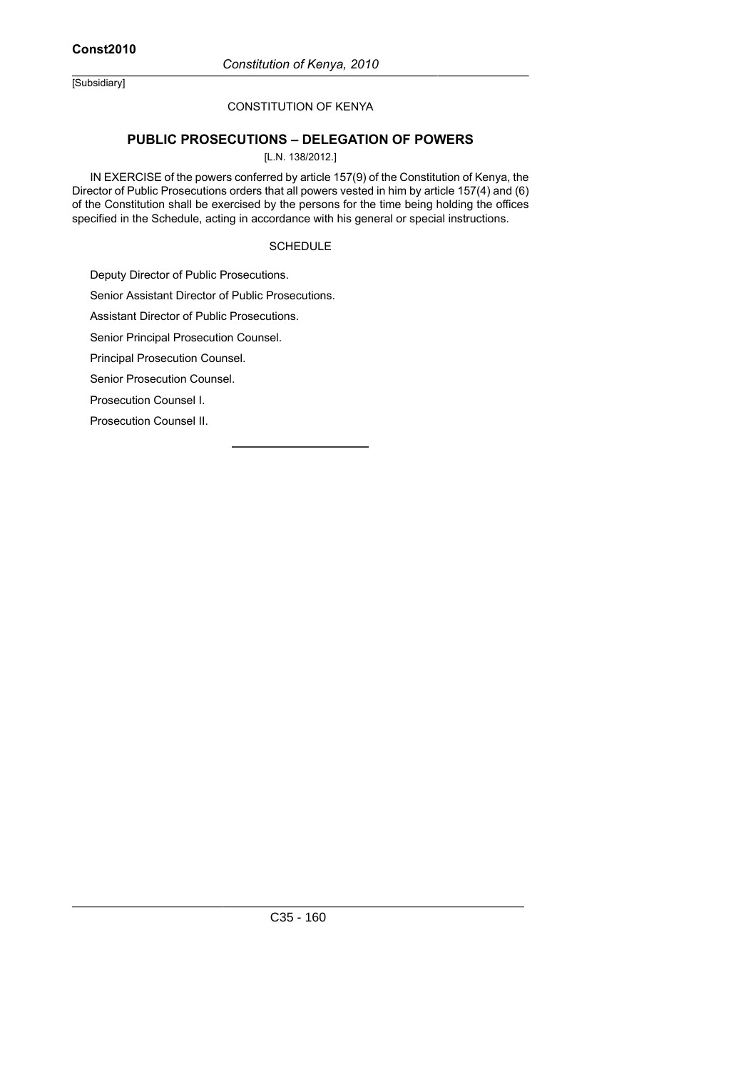[Subsidiary]

CONSTITUTION OF KENYA

## PUBLIC PROSECUTIONS – DELEGATION OF POWERS

[L.N. 138/2012.]

IN EXERCISE of the powers conferred by article 157(9) of the Constitution of Kenya, the Director of Public Prosecutions orders that all powers vested in him by article 157(4) and (6) of the Constitution shall be exercised by the persons for the time being holding the offices specified in the Schedule, acting in accordance with his general or special instructions.

SCHEDULE

Deputy Director of Public Prosecutions.

Senior Assistant Director of Public Prosecutions.

Assistant Director of Public Prosecutions.

Senior Principal Prosecution Counsel.

Principal Prosecution Counsel.

Senior Prosecution Counsel.

Prosecution Counsel I.

Prosecution Counsel II.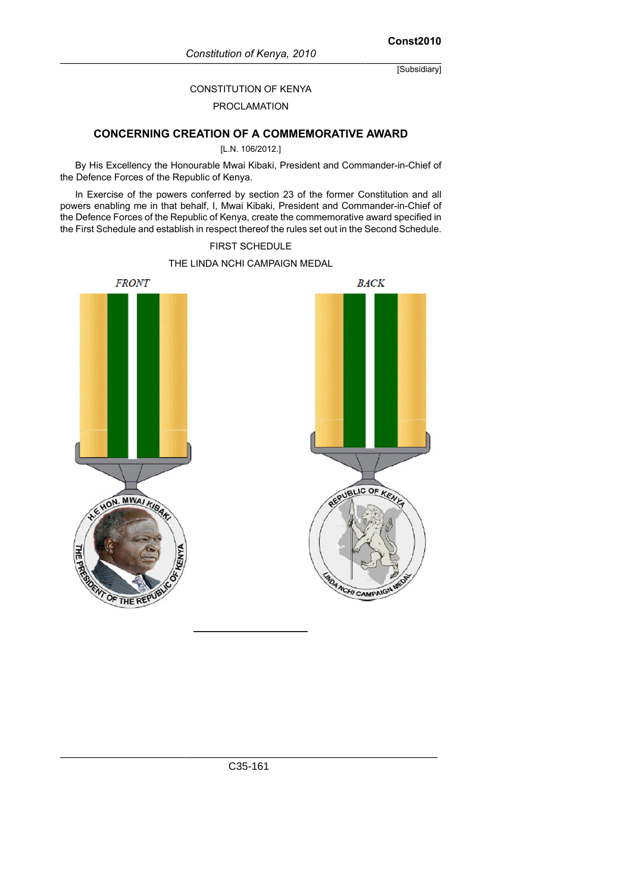CONSTITUTION OF KENYA

PROCLAMATION

## CONCERNING CREATION OF A COMMEMORATIVE AWARD

[L.N. 106/2012.]

By His Excellency the Honourable Mwai Kibaki, President and Commander-in-Chief of the Defence Forces of the Republic of Kenya.

In Exercise of the powers conferred by section 23 of the former Constitution and all powers enabling me in that behalf, I, Mwai Kibaki, President and Commander-in-Chief of the Defence Forces of the Republic of Kenya, create the commemorative award specified in the First Schedule and establish in respect thereof the rules set out in the Second Schedule.

FIRST SCHEDULE

THE LINDA NCHI CAMPAIGN MEDAL

*FRONT*

*BACK*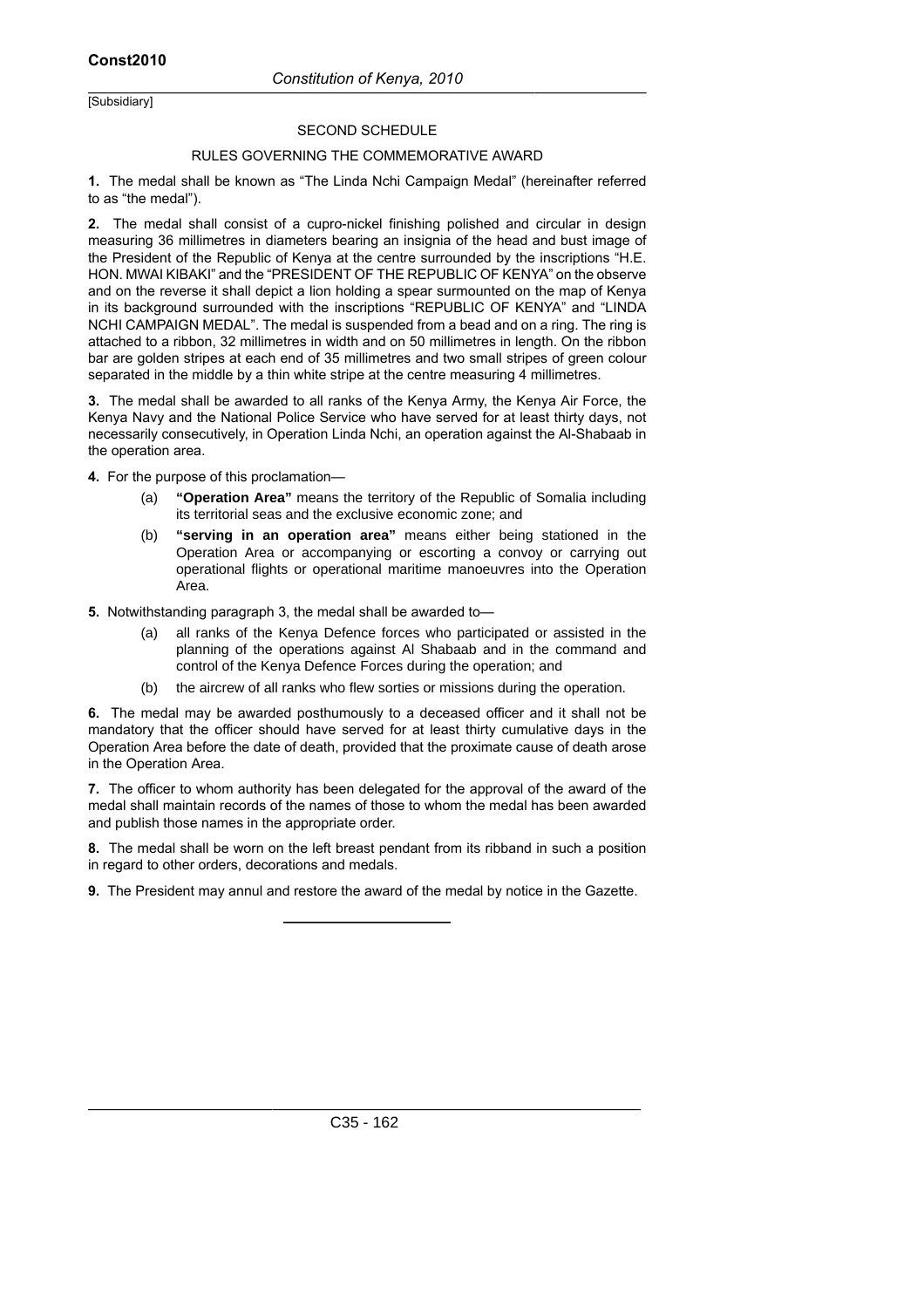[Subsidiary]

## SECOND SCHEDULE

### RULES GOVERNING THE COMMEMORATIVE AWARD

**1.** The medal shall be known as "The Linda Nchi Campaign Medal" (hereinafter referred to as "the medal").

**2.** The medal shall consist of a cupro-nickel finishing polished and circular in design measuring 36 millimetres in diameters bearing an insignia of the head and bust image of the President of the Republic of Kenya at the centre surrounded by the inscriptions "H.E. HON. MWAI KIBAKI" and the "PRESIDENT OF THE REPUBLIC OF KENYA" on the observe and on the reverse it shall depict a lion holding a spear surmounted on the map of Kenya in its background surrounded with the inscriptions "REPUBLIC OF KENYA" and "LINDA NCHI CAMPAIGN MEDAL". The medal is suspended from a bead and on a ring. The ring is attached to a ribbon, 32 millimetres in width and on 50 millimetres in length. On the ribbon bar are golden stripes at each end of 35 millimetres and two small stripes of green colour separated in the middle by a thin white stripe at the centre measuring 4 millimetres.

**3.** The medal shall be awarded to all ranks of the Kenya Army, the Kenya Air Force, the Kenya Navy and the National Police Service who have served for at least thirty days, not necessarily consecutively, in Operation Linda Nchi, an operation against the Al-Shabaab in the operation area.

**4.** For the purpose of this proclamation—

(a) **"Operation Area"** means the territory of the Republic of Somalia including its territorial seas and the exclusive economic zone; and

(b) **"serving in an operation area"** means either being stationed in the Operation Area or accompanying or escorting a convoy or carrying out operational flights or operational maritime manoeuvres into the Operation Area.

**5.** Notwithstanding paragraph 3, the medal shall be awarded to—

(a) all ranks of the Kenya Defence forces who participated or assisted in the planning of the operations against Al Shabaab and in the command and control of the Kenya Defence Forces during the operation; and

(b) the aircrew of all ranks who flew sorties or missions during the operation.

**6.** The medal may be awarded posthumously to a deceased officer and it shall not be mandatory that the officer should have served for at least thirty cumulative days in the Operation Area before the date of death, provided that the proximate cause of death arose in the Operation Area.

**7.** The officer to whom authority has been delegated for the approval of the award of the medal shall maintain records of the names of those to whom the medal has been awarded and publish those names in the appropriate order.

**8.** The medal shall be worn on the left breast pendant from its ribband in such a position in regard to other orders, decorations and medals.

**9.** The President may annul and restore the award of the medal by notice in the Gazette.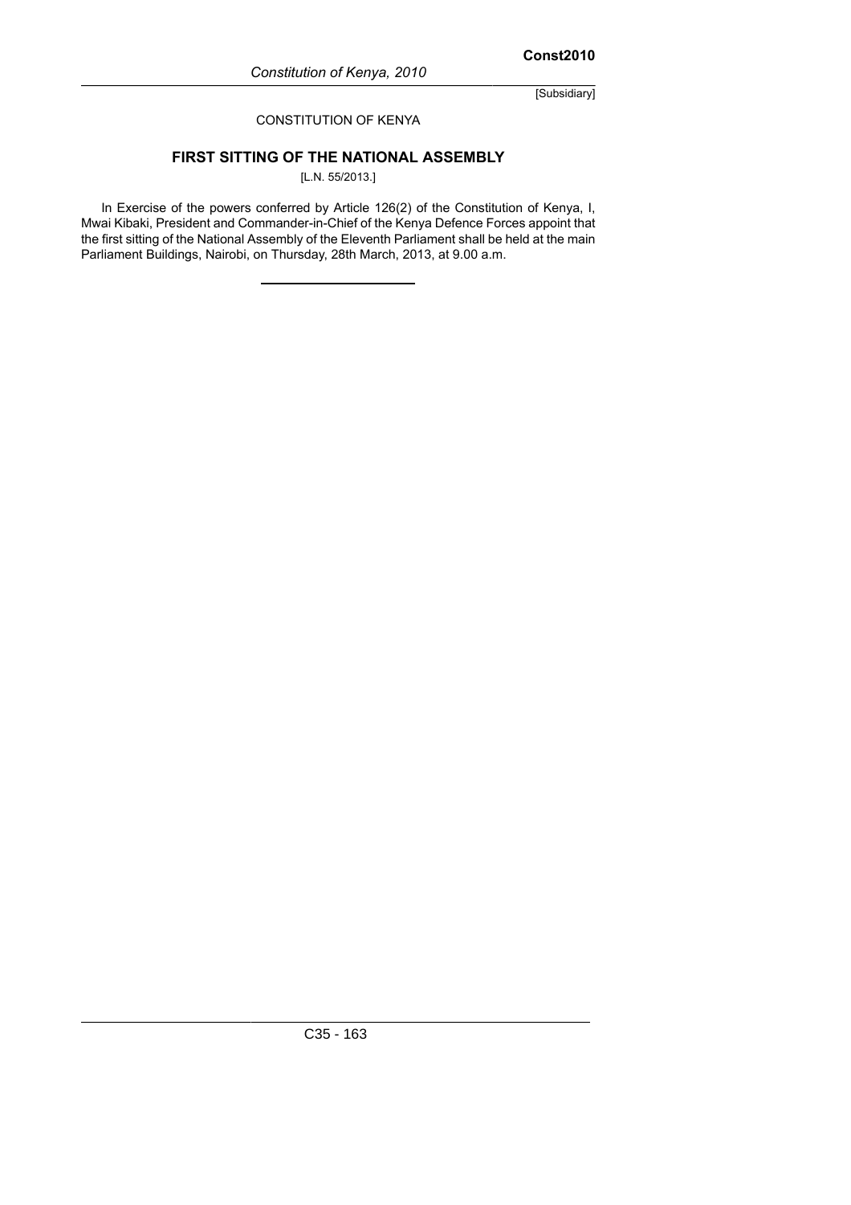[Subsidiary]

CONSTITUTION OF KENYA

## FIRST SITTING OF THE NATIONAL ASSEMBLY

[L.N. 55/2013.]

In Exercise of the powers conferred by Article 126(2) of the Constitution of Kenya, I, Mwai Kibaki, President and Commander-in-Chief of the Kenya Defence Forces appoint that the first sitting of the National Assembly of the Eleventh Parliament shall be held at the main Parliament Buildings, Nairobi, on Thursday, 28th March, 2013, at 9.00 a.m.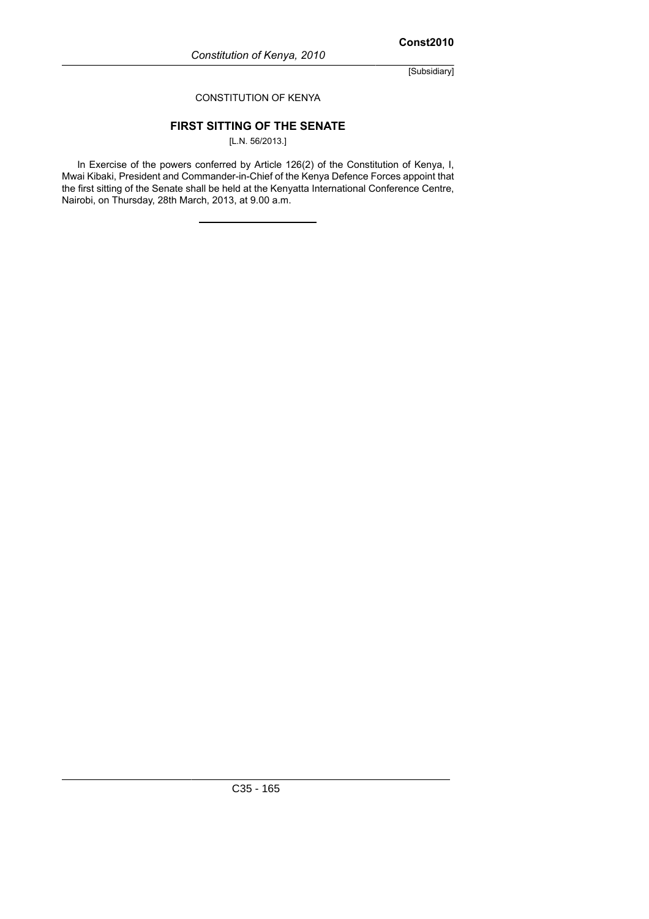CONSTITUTION OF KENYA

## FIRST SITTING OF THE SENATE

[L.N. 56/2013.]

In Exercise of the powers conferred by Article 126(2) of the Constitution of Kenya, I, Mwai Kibaki, President and Commander-in-Chief of the Kenya Defence Forces appoint that the first sitting of the Senate shall be held at the Kenyatta International Conference Centre, Nairobi, on Thursday, 28th March, 2013, at 9.00 a.m.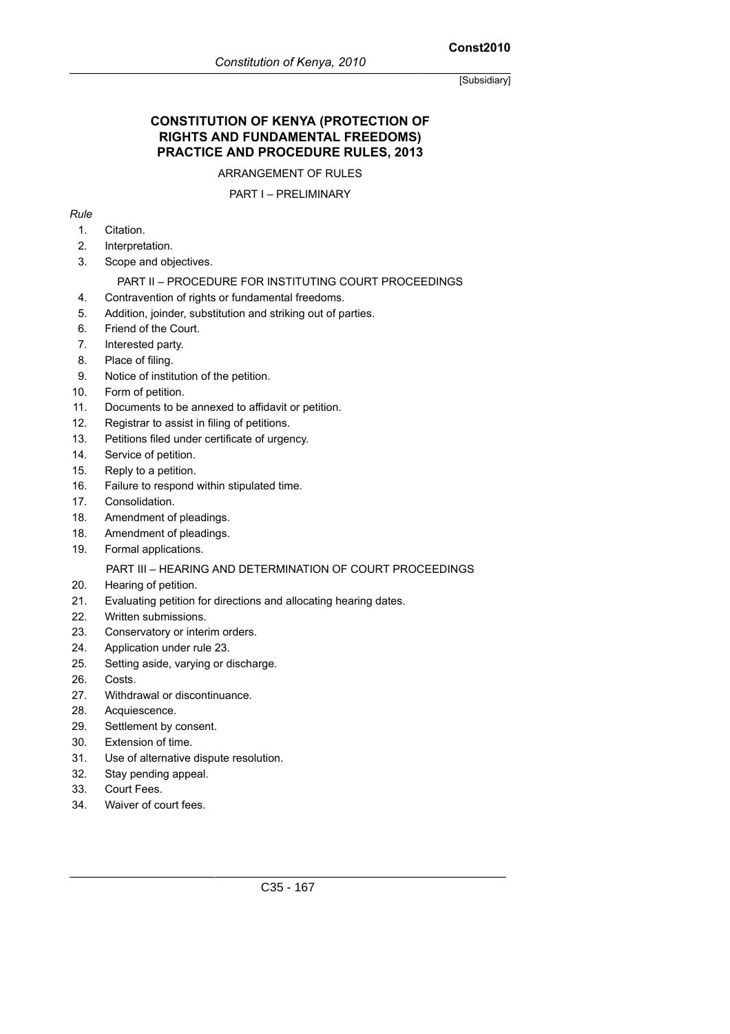# CONSTITUTION OF KENYA (PROTECTION OF RIGHTS AND FUNDAMENTAL FREEDOMS) PRACTICE AND PROCEDURE RULES, 2013

ARRANGEMENT OF RULES

PART I – PRELIMINARY

*Rule*

1. Citation.
2. Interpretation.
3. Scope and objectives.

PART II – PROCEDURE FOR INSTITUTING COURT PROCEEDINGS

4. Contravention of rights or fundamental freedoms.
5. Addition, joinder, substitution and striking out of parties.
6. Friend of the Court.
7. Interested party.
8. Place of filing.
9. Notice of institution of the petition.
10. Form of petition.
11. Documents to be annexed to affidavit or petition.
12. Registrar to assist in filing of petitions.
13. Petitions filed under certificate of urgency.
14. Service of petition.
15. Reply to a petition.
16. Failure to respond within stipulated time.
17. Consolidation.
18. Amendment of pleadings.
18. Amendment of pleadings.
19. Formal applications.

PART III – HEARING AND DETERMINATION OF COURT PROCEEDINGS

20. Hearing of petition.
21. Evaluating petition for directions and allocating hearing dates.
22. Written submissions.
23. Conservatory or interim orders.
24. Application under rule 23.
25. Setting aside, varying or discharge.
26. Costs.
27. Withdrawal or discontinuance.
28. Acquiescence.
29. Settlement by consent.
30. Extension of time.
31. Use of alternative dispute resolution.
32. Stay pending appeal.
33. Court Fees.
34. Waiver of court fees.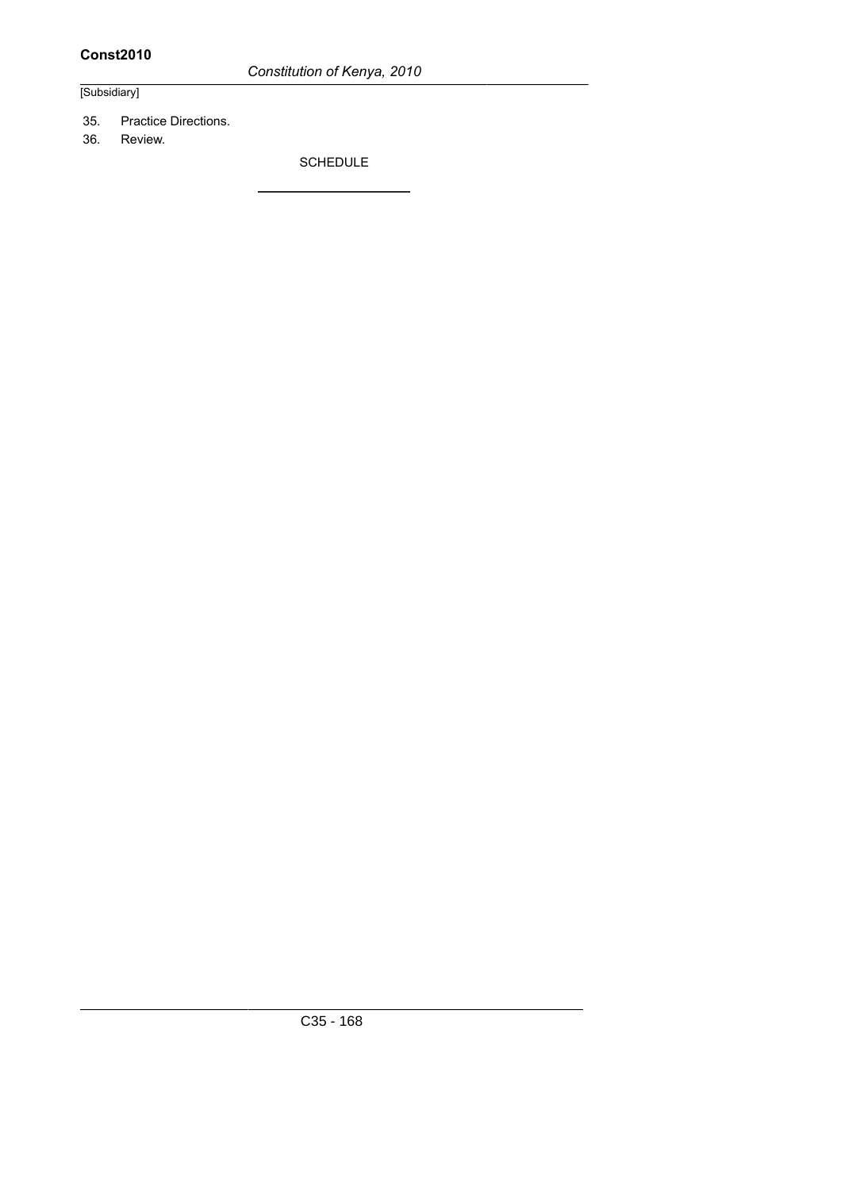35. Practice Directions.
36. Review.

SCHEDULE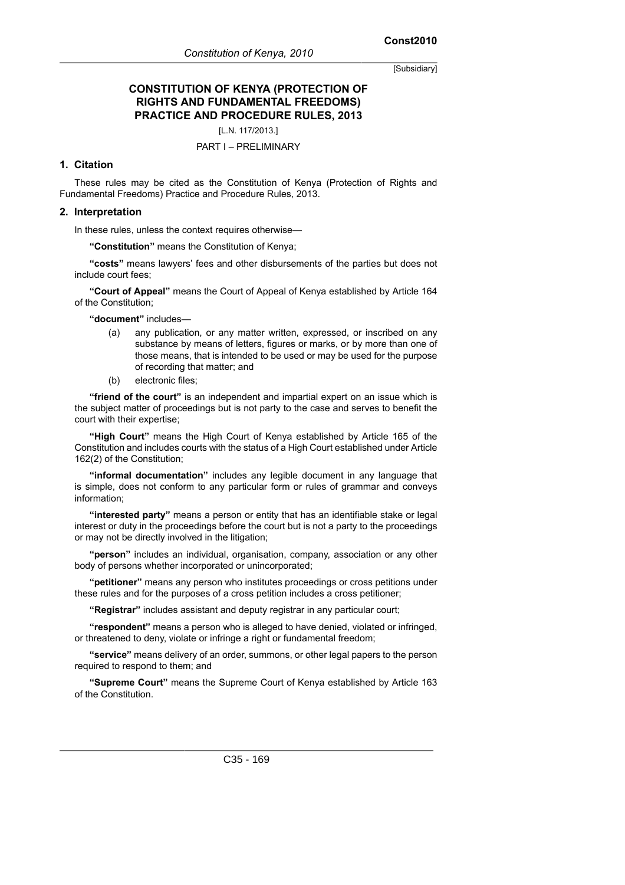[Subsidiary]

# CONSTITUTION OF KENYA (PROTECTION OF RIGHTS AND FUNDAMENTAL FREEDOMS) PRACTICE AND PROCEDURE RULES, 2013

[L.N. 117/2013.]

PART I – PRELIMINARY

### 1. Citation

These rules may be cited as the Constitution of Kenya (Protection of Rights and Fundamental Freedoms) Practice and Procedure Rules, 2013.

### 2. Interpretation

In these rules, unless the context requires otherwise—

**"Constitution"** means the Constitution of Kenya;

**"costs"** means lawyers' fees and other disbursements of the parties but does not include court fees;

**"Court of Appeal"** means the Court of Appeal of Kenya established by Article 164 of the Constitution;

**"document"** includes—

- (a) any publication, or any matter written, expressed, or inscribed on any substance by means of letters, figures or marks, or by more than one of those means, that is intended to be used or may be used for the purpose of recording that matter; and
- (b) electronic files;

**"friend of the court"** is an independent and impartial expert on an issue which is the subject matter of proceedings but is not party to the case and serves to benefit the court with their expertise;

**"High Court"** means the High Court of Kenya established by Article 165 of the Constitution and includes courts with the status of a High Court established under Article 162(2) of the Constitution;

**"informal documentation"** includes any legible document in any language that is simple, does not conform to any particular form or rules of grammar and conveys information;

**"interested party"** means a person or entity that has an identifiable stake or legal interest or duty in the proceedings before the court but is not a party to the proceedings or may not be directly involved in the litigation;

**"person"** includes an individual, organisation, company, association or any other body of persons whether incorporated or unincorporated;

**"petitioner"** means any person who institutes proceedings or cross petitions under these rules and for the purposes of a cross petition includes a cross petitioner;

**"Registrar"** includes assistant and deputy registrar in any particular court;

**"respondent"** means a person who is alleged to have denied, violated or infringed, or threatened to deny, violate or infringe a right or fundamental freedom;

**"service"** means delivery of an order, summons, or other legal papers to the person required to respond to them; and

**"Supreme Court"** means the Supreme Court of Kenya established by Article 163 of the Constitution.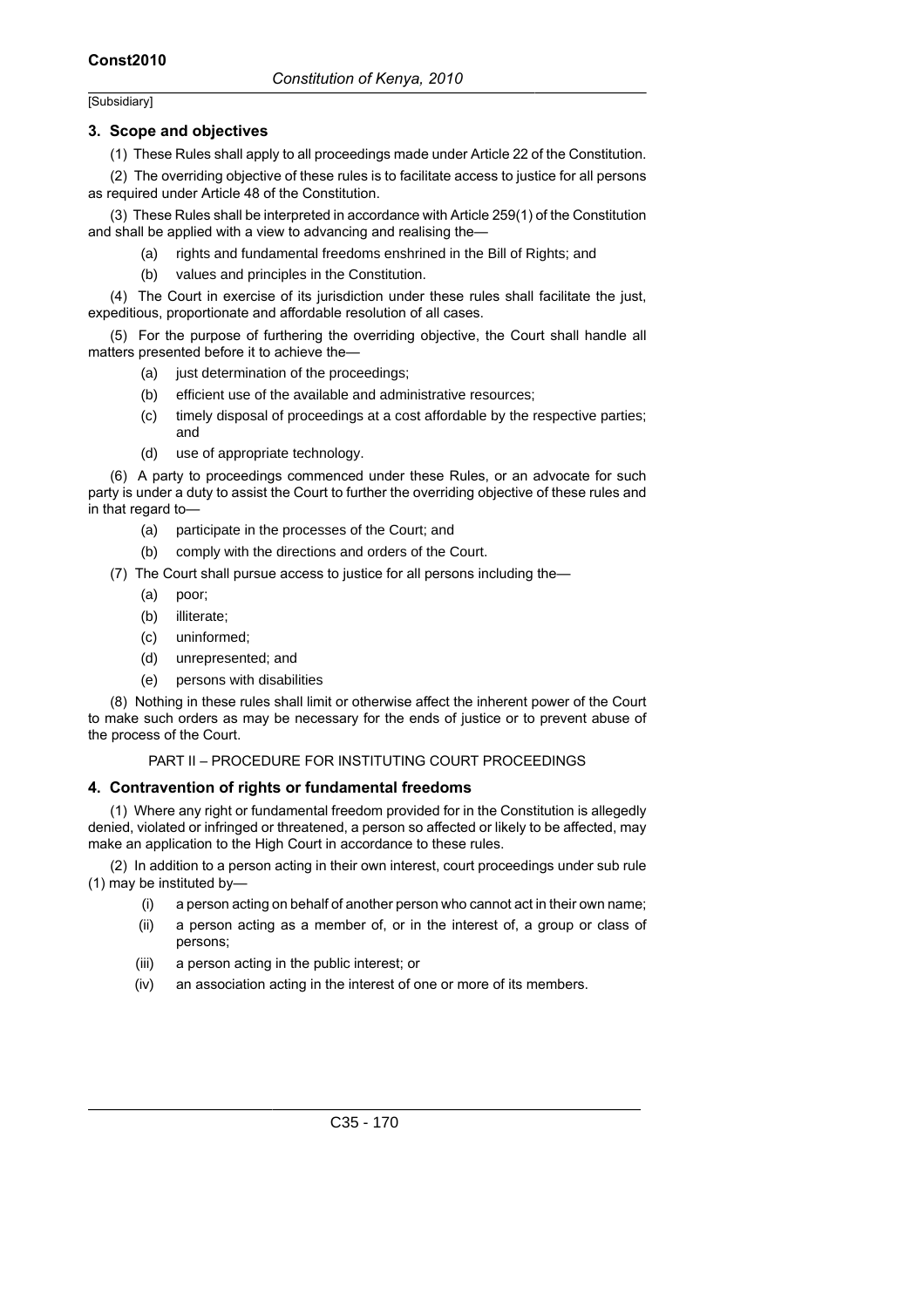### 3. Scope and objectives

(1) These Rules shall apply to all proceedings made under Article 22 of the Constitution.

(2) The overriding objective of these rules is to facilitate access to justice for all persons as required under Article 48 of the Constitution.

(3) These Rules shall be interpreted in accordance with Article 259(1) of the Constitution and shall be applied with a view to advancing and realising the—

- (a) rights and fundamental freedoms enshrined in the Bill of Rights; and
- (b) values and principles in the Constitution.

(4) The Court in exercise of its jurisdiction under these rules shall facilitate the just, expeditious, proportionate and affordable resolution of all cases.

(5) For the purpose of furthering the overriding objective, the Court shall handle all matters presented before it to achieve the—

- (a) just determination of the proceedings;
- (b) efficient use of the available and administrative resources;
- (c) timely disposal of proceedings at a cost affordable by the respective parties; and
- (d) use of appropriate technology.

(6) A party to proceedings commenced under these Rules, or an advocate for such party is under a duty to assist the Court to further the overriding objective of these rules and in that regard to—

- (a) participate in the processes of the Court; and
- (b) comply with the directions and orders of the Court.

(7) The Court shall pursue access to justice for all persons including the—

- (a) poor;
- (b) illiterate;
- (c) uninformed;
- (d) unrepresented; and
- (e) persons with disabilities

(8) Nothing in these rules shall limit or otherwise affect the inherent power of the Court to make such orders as may be necessary for the ends of justice or to prevent abuse of the process of the Court.

## PART II – PROCEDURE FOR INSTITUTING COURT PROCEEDINGS

### 4. Contravention of rights or fundamental freedoms

(1) Where any right or fundamental freedom provided for in the Constitution is allegedly denied, violated or infringed or threatened, a person so affected or likely to be affected, may make an application to the High Court in accordance to these rules.

(2) In addition to a person acting in their own interest, court proceedings under sub rule (1) may be instituted by—

- (i) a person acting on behalf of another person who cannot act in their own name;
- (ii) a person acting as a member of, or in the interest of, a group or class of persons;
- (iii) a person acting in the public interest; or
- (iv) an association acting in the interest of one or more of its members.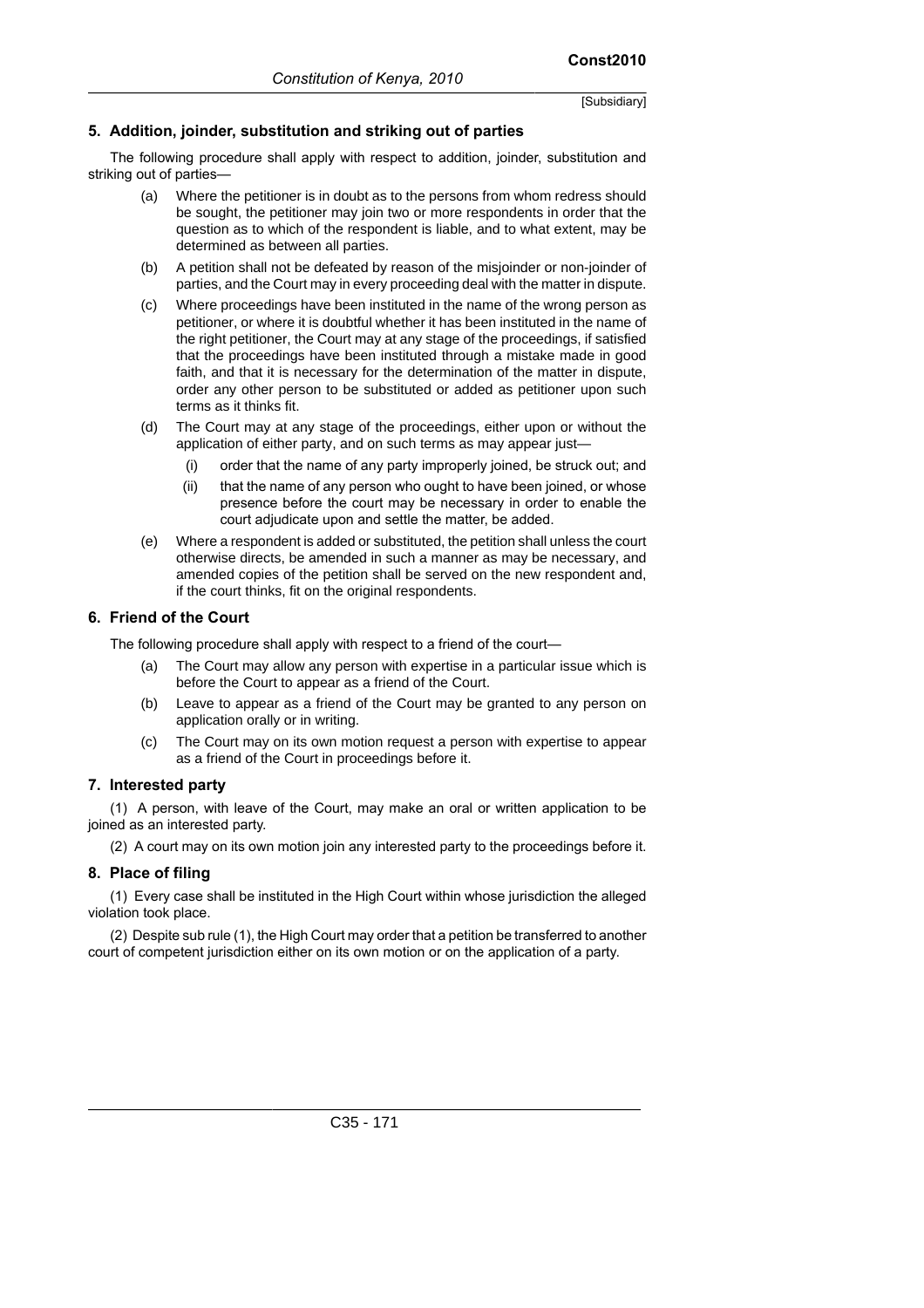### 5. Addition, joinder, substitution and striking out of parties

The following procedure shall apply with respect to addition, joinder, substitution and striking out of parties—

(a) Where the petitioner is in doubt as to the persons from whom redress should be sought, the petitioner may join two or more respondents in order that the question as to which of the respondent is liable, and to what extent, may be determined as between all parties.

(b) A petition shall not be defeated by reason of the misjoinder or non-joinder of parties, and the Court may in every proceeding deal with the matter in dispute.

(c) Where proceedings have been instituted in the name of the wrong person as petitioner, or where it is doubtful whether it has been instituted in the name of the right petitioner, the Court may at any stage of the proceedings, if satisfied that the proceedings have been instituted through a mistake made in good faith, and that it is necessary for the determination of the matter in dispute, order any other person to be substituted or added as petitioner upon such terms as it thinks fit.

(d) The Court may at any stage of the proceedings, either upon or without the application of either party, and on such terms as may appear just—

   (i) order that the name of any party improperly joined, be struck out; and

   (ii) that the name of any person who ought to have been joined, or whose presence before the court may be necessary in order to enable the court adjudicate upon and settle the matter, be added.

(e) Where a respondent is added or substituted, the petition shall unless the court otherwise directs, be amended in such a manner as may be necessary, and amended copies of the petition shall be served on the new respondent and, if the court thinks, fit on the original respondents.

### 6. Friend of the Court

The following procedure shall apply with respect to a friend of the court—

(a) The Court may allow any person with expertise in a particular issue which is before the Court to appear as a friend of the Court.

(b) Leave to appear as a friend of the Court may be granted to any person on application orally or in writing.

(c) The Court may on its own motion request a person with expertise to appear as a friend of the Court in proceedings before it.

### 7. Interested party

(1) A person, with leave of the Court, may make an oral or written application to be joined as an interested party.

(2) A court may on its own motion join any interested party to the proceedings before it.

### 8. Place of filing

(1) Every case shall be instituted in the High Court within whose jurisdiction the alleged violation took place.

(2) Despite sub rule (1), the High Court may order that a petition be transferred to another court of competent jurisdiction either on its own motion or on the application of a party.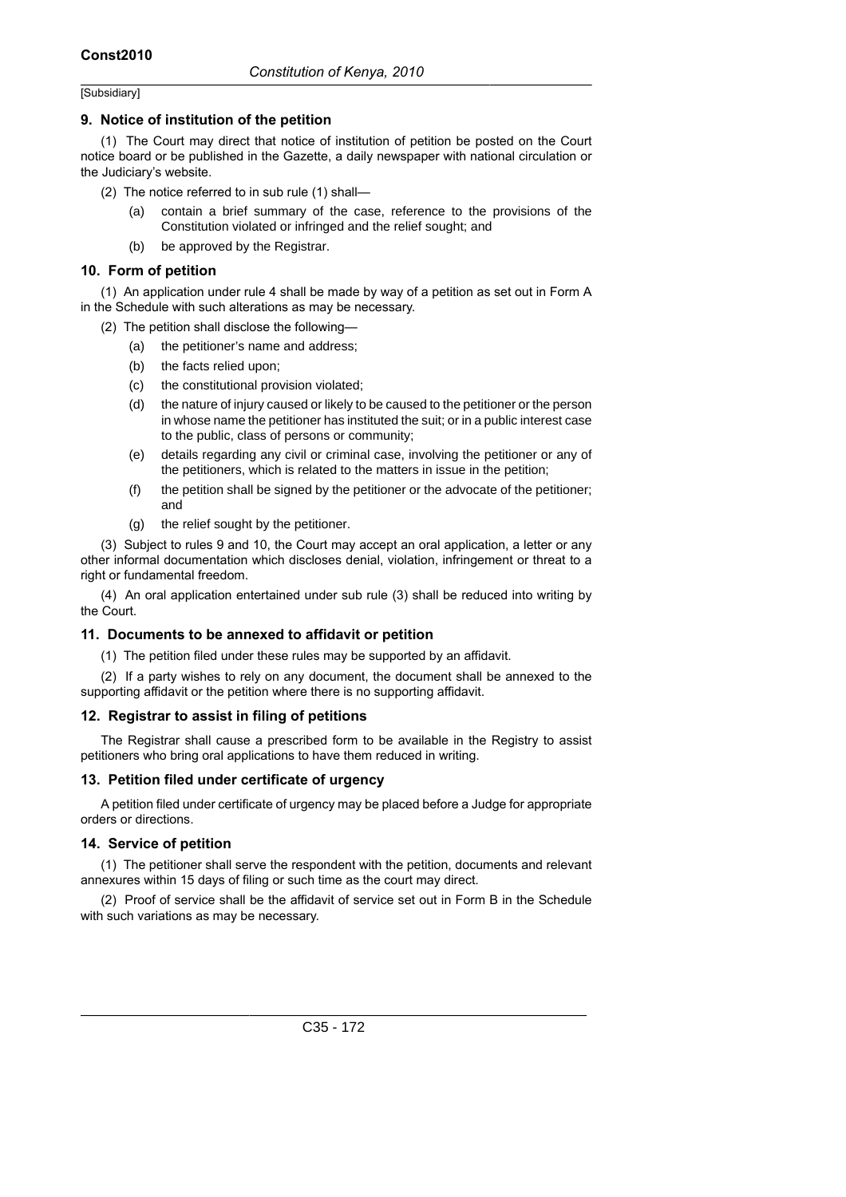[Subsidiary]

### 9. Notice of institution of the petition

(1) The Court may direct that notice of institution of petition be posted on the Court notice board or be published in the Gazette, a daily newspaper with national circulation or the Judiciary's website.

(2) The notice referred to in sub rule (1) shall—

- (a) contain a brief summary of the case, reference to the provisions of the Constitution violated or infringed and the relief sought; and
- (b) be approved by the Registrar.

### 10. Form of petition

(1) An application under rule 4 shall be made by way of a petition as set out in Form A in the Schedule with such alterations as may be necessary.

(2) The petition shall disclose the following—

- (a) the petitioner's name and address;
- (b) the facts relied upon;
- (c) the constitutional provision violated;
- (d) the nature of injury caused or likely to be caused to the petitioner or the person in whose name the petitioner has instituted the suit; or in a public interest case to the public, class of persons or community;
- (e) details regarding any civil or criminal case, involving the petitioner or any of the petitioners, which is related to the matters in issue in the petition;
- (f) the petition shall be signed by the petitioner or the advocate of the petitioner; and
- (g) the relief sought by the petitioner.

(3) Subject to rules 9 and 10, the Court may accept an oral application, a letter or any other informal documentation which discloses denial, violation, infringement or threat to a right or fundamental freedom.

(4) An oral application entertained under sub rule (3) shall be reduced into writing by the Court.

### 11. Documents to be annexed to affidavit or petition

(1) The petition filed under these rules may be supported by an affidavit.

(2) If a party wishes to rely on any document, the document shall be annexed to the supporting affidavit or the petition where there is no supporting affidavit.

### 12. Registrar to assist in filing of petitions

The Registrar shall cause a prescribed form to be available in the Registry to assist petitioners who bring oral applications to have them reduced in writing.

### 13. Petition filed under certificate of urgency

A petition filed under certificate of urgency may be placed before a Judge for appropriate orders or directions.

### 14. Service of petition

(1) The petitioner shall serve the respondent with the petition, documents and relevant annexures within 15 days of filing or such time as the court may direct.

(2) Proof of service shall be the affidavit of service set out in Form B in the Schedule with such variations as may be necessary.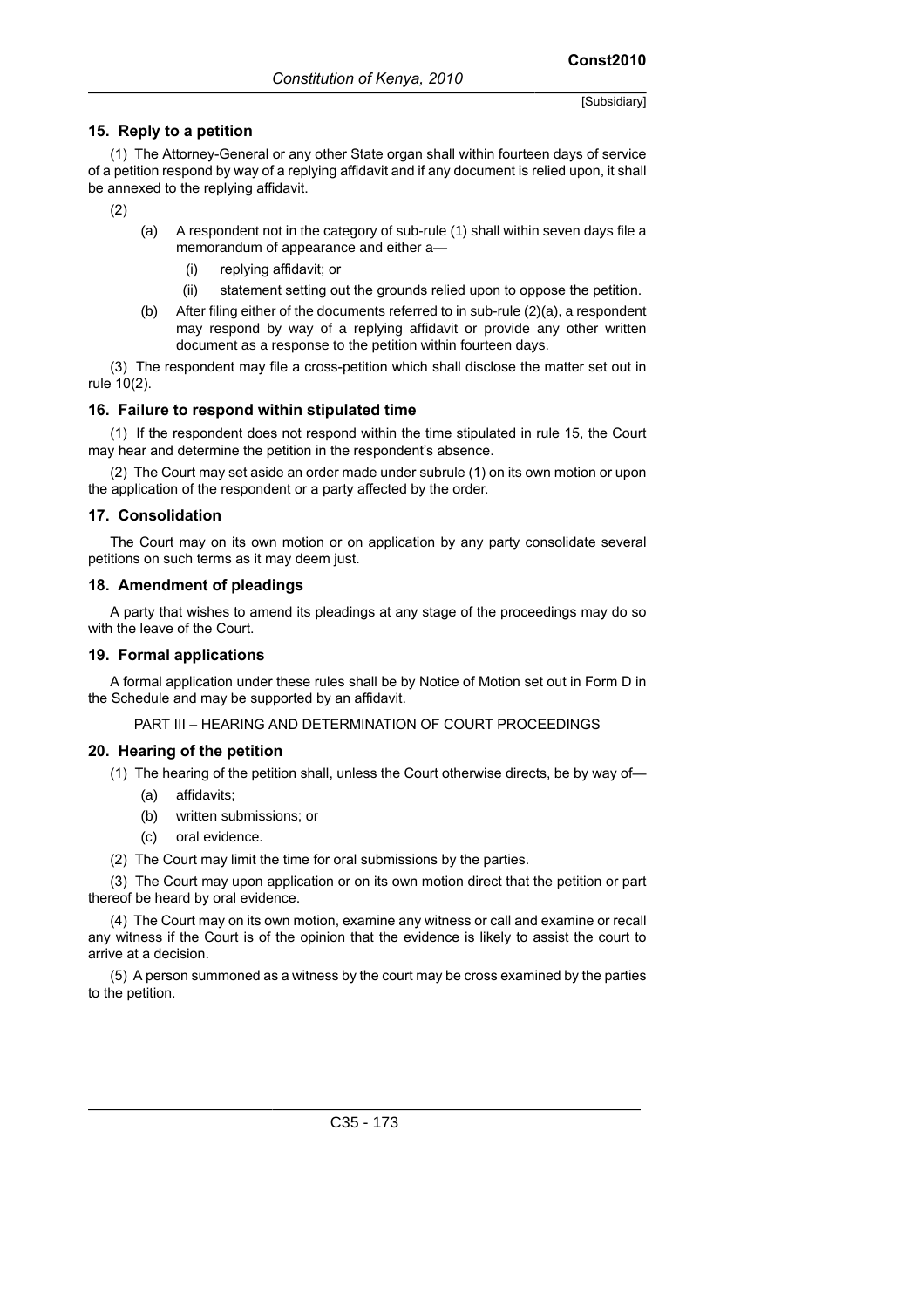## 15. Reply to a petition

(1) The Attorney-General or any other State organ shall within fourteen days of service of a petition respond by way of a replying affidavit and if any document is relied upon, it shall be annexed to the replying affidavit.

(2)

(a) A respondent not in the category of sub-rule (1) shall within seven days file a memorandum of appearance and either a—

(i) replying affidavit; or

(ii) statement setting out the grounds relied upon to oppose the petition.

(b) After filing either of the documents referred to in sub-rule (2)(a), a respondent may respond by way of a replying affidavit or provide any other written document as a response to the petition within fourteen days.

(3) The respondent may file a cross-petition which shall disclose the matter set out in rule 10(2).

## 16. Failure to respond within stipulated time

(1) If the respondent does not respond within the time stipulated in rule 15, the Court may hear and determine the petition in the respondent's absence.

(2) The Court may set aside an order made under subrule (1) on its own motion or upon the application of the respondent or a party affected by the order.

## 17. Consolidation

The Court may on its own motion or on application by any party consolidate several petitions on such terms as it may deem just.

## 18. Amendment of pleadings

A party that wishes to amend its pleadings at any stage of the proceedings may do so with the leave of the Court.

## 19. Formal applications

A formal application under these rules shall be by Notice of Motion set out in Form D in the Schedule and may be supported by an affidavit.

PART III – HEARING AND DETERMINATION OF COURT PROCEEDINGS

## 20. Hearing of the petition

(1) The hearing of the petition shall, unless the Court otherwise directs, be by way of—

(a) affidavits;

(b) written submissions; or

(c) oral evidence.

(2) The Court may limit the time for oral submissions by the parties.

(3) The Court may upon application or on its own motion direct that the petition or part thereof be heard by oral evidence.

(4) The Court may on its own motion, examine any witness or call and examine or recall any witness if the Court is of the opinion that the evidence is likely to assist the court to arrive at a decision.

(5) A person summoned as a witness by the court may be cross examined by the parties to the petition.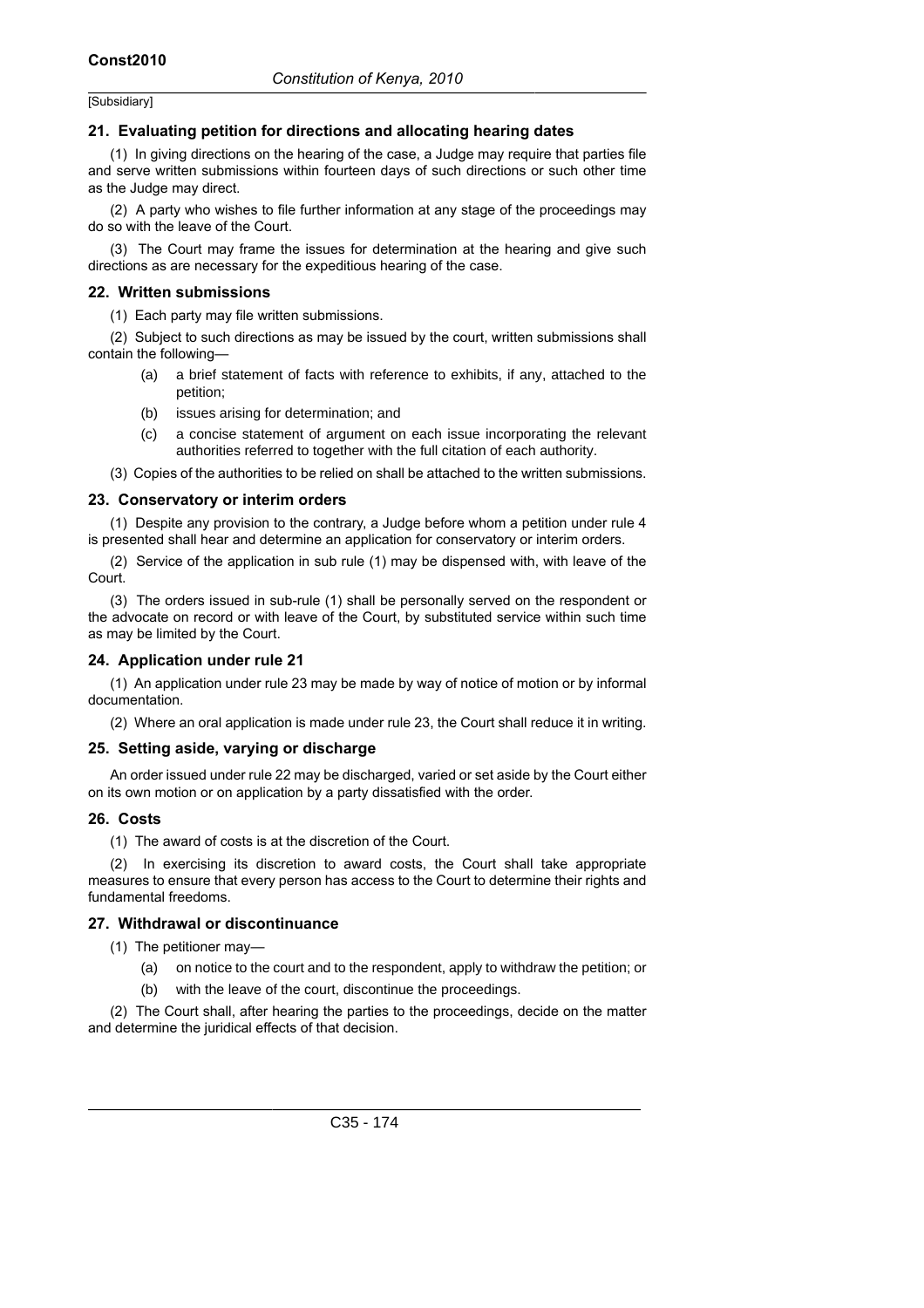[Subsidiary]

### 21. Evaluating petition for directions and allocating hearing dates

(1) In giving directions on the hearing of the case, a Judge may require that parties file and serve written submissions within fourteen days of such directions or such other time as the Judge may direct.

(2) A party who wishes to file further information at any stage of the proceedings may do so with the leave of the Court.

(3) The Court may frame the issues for determination at the hearing and give such directions as are necessary for the expeditious hearing of the case.

### 22. Written submissions

(1) Each party may file written submissions.

(2) Subject to such directions as may be issued by the court, written submissions shall contain the following—

- (a) a brief statement of facts with reference to exhibits, if any, attached to the petition;
- (b) issues arising for determination; and
- (c) a concise statement of argument on each issue incorporating the relevant authorities referred to together with the full citation of each authority.

(3) Copies of the authorities to be relied on shall be attached to the written submissions.

### 23. Conservatory or interim orders

(1) Despite any provision to the contrary, a Judge before whom a petition under rule 4 is presented shall hear and determine an application for conservatory or interim orders.

(2) Service of the application in sub rule (1) may be dispensed with, with leave of the Court.

(3) The orders issued in sub-rule (1) shall be personally served on the respondent or the advocate on record or with leave of the Court, by substituted service within such time as may be limited by the Court.

### 24. Application under rule 21

(1) An application under rule 23 may be made by way of notice of motion or by informal documentation.

(2) Where an oral application is made under rule 23, the Court shall reduce it in writing.

### 25. Setting aside, varying or discharge

An order issued under rule 22 may be discharged, varied or set aside by the Court either on its own motion or on application by a party dissatisfied with the order.

### 26. Costs

(1) The award of costs is at the discretion of the Court.

(2) In exercising its discretion to award costs, the Court shall take appropriate measures to ensure that every person has access to the Court to determine their rights and fundamental freedoms.

### 27. Withdrawal or discontinuance

(1) The petitioner may—

- (a) on notice to the court and to the respondent, apply to withdraw the petition; or
- (b) with the leave of the court, discontinue the proceedings.

(2) The Court shall, after hearing the parties to the proceedings, decide on the matter and determine the juridical effects of that decision.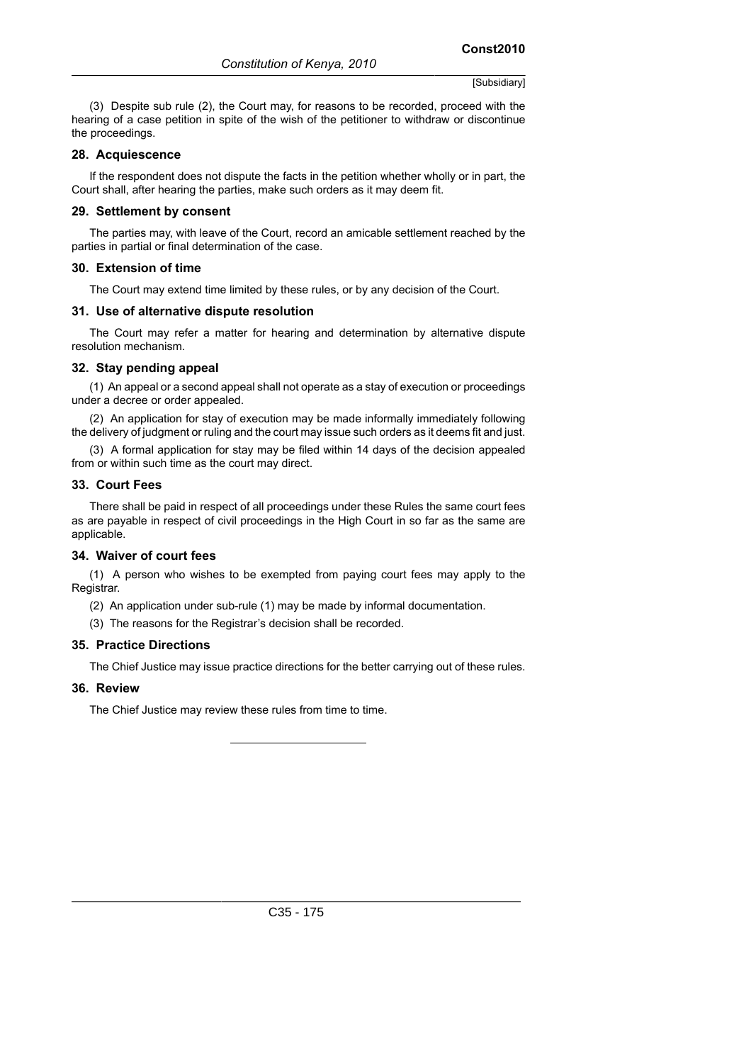(3) Despite sub rule (2), the Court may, for reasons to be recorded, proceed with the hearing of a case petition in spite of the wish of the petitioner to withdraw or discontinue the proceedings.

### 28. Acquiescence

If the respondent does not dispute the facts in the petition whether wholly or in part, the Court shall, after hearing the parties, make such orders as it may deem fit.

### 29. Settlement by consent

The parties may, with leave of the Court, record an amicable settlement reached by the parties in partial or final determination of the case.

### 30. Extension of time

The Court may extend time limited by these rules, or by any decision of the Court.

### 31. Use of alternative dispute resolution

The Court may refer a matter for hearing and determination by alternative dispute resolution mechanism.

### 32. Stay pending appeal

(1) An appeal or a second appeal shall not operate as a stay of execution or proceedings under a decree or order appealed.

(2) An application for stay of execution may be made informally immediately following the delivery of judgment or ruling and the court may issue such orders as it deems fit and just.

(3) A formal application for stay may be filed within 14 days of the decision appealed from or within such time as the court may direct.

### 33. Court Fees

There shall be paid in respect of all proceedings under these Rules the same court fees as are payable in respect of civil proceedings in the High Court in so far as the same are applicable.

### 34. Waiver of court fees

(1) A person who wishes to be exempted from paying court fees may apply to the Registrar.

(2) An application under sub-rule (1) may be made by informal documentation.

(3) The reasons for the Registrar's decision shall be recorded.

### 35. Practice Directions

The Chief Justice may issue practice directions for the better carrying out of these rules.

### 36. Review

The Chief Justice may review these rules from time to time.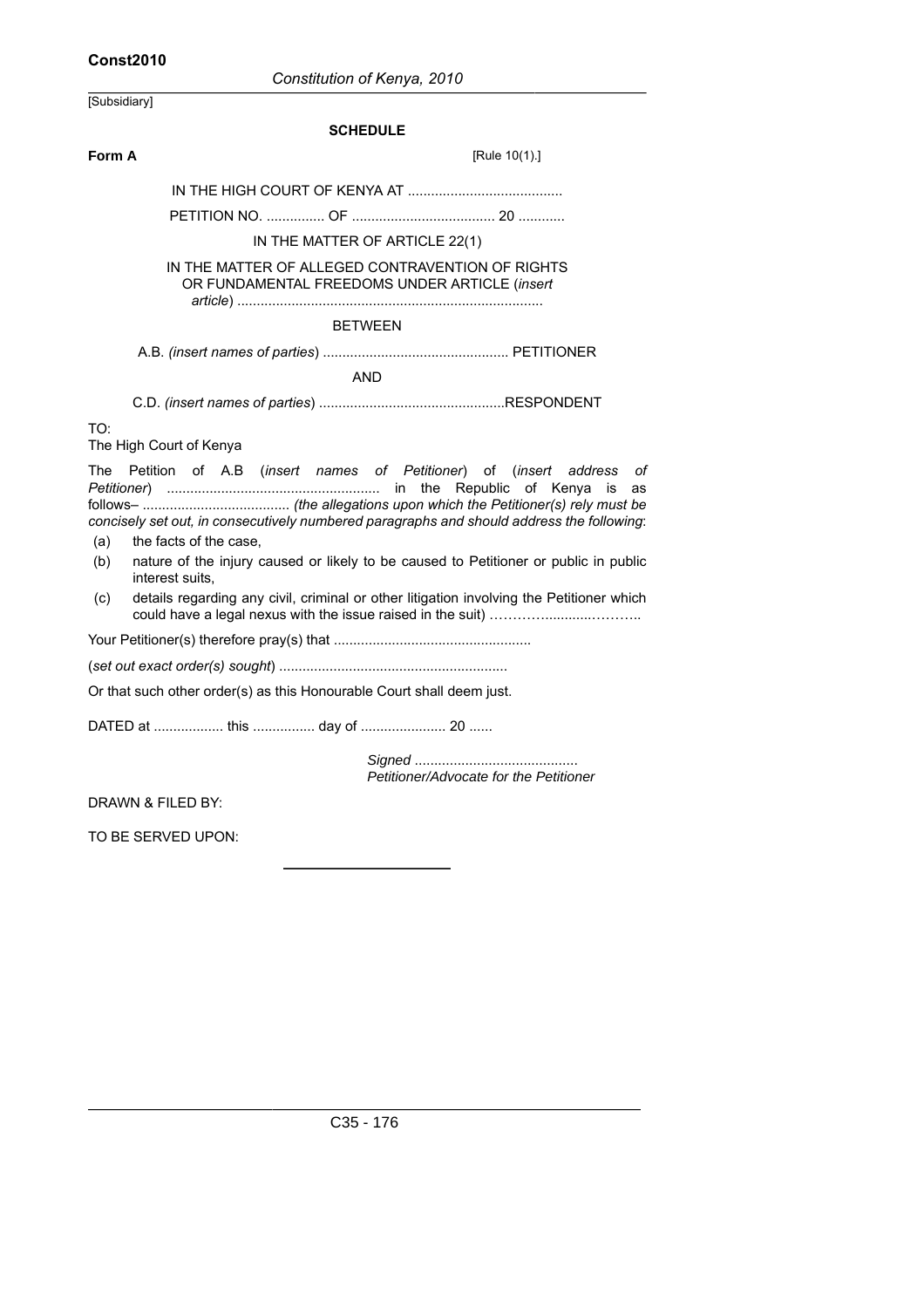[Subsidiary]

## SCHEDULE

**Form A** [Rule 10(1).]

IN THE HIGH COURT OF KENYA AT ........................................

PETITION NO. ............... OF .................................... 20 ............

IN THE MATTER OF ARTICLE 22(1)

IN THE MATTER OF ALLEGED CONTRAVENTION OF RIGHTS OR FUNDAMENTAL FREEDOMS UNDER ARTICLE (*insert article*) ..............................................................................

BETWEEN

A.B. *(insert names of parties*) ................................................ PETITIONER

AND

C.D. *(insert names of parties*) ................................................RESPONDENT

TO:
The High Court of Kenya

The Petition of A.B (*insert names of Petitioner*) of (*insert address of Petitioner*) ...................................................... in the Republic of Kenya is as follows– ...................................... *(the allegations upon which the Petitioner(s) rely must be concisely set out, in consecutively numbered paragraphs and should address the following*:

(a) the facts of the case,

(b) nature of the injury caused or likely to be caused to Petitioner or public in public interest suits,

(c) details regarding any civil, criminal or other litigation involving the Petitioner which could have a legal nexus with the issue raised in the suit) ……….............………..

Your Petitioner(s) therefore pray(s) that ..................................................

(*set out exact order(s) sought*) ..........................................................

Or that such other order(s) as this Honourable Court shall deem just.

DATED at .................. this ................ day of ...................... 20 ......

*Signed* ..........................................
*Petitioner/Advocate for the Petitioner*

DRAWN & FILED BY:

TO BE SERVED UPON: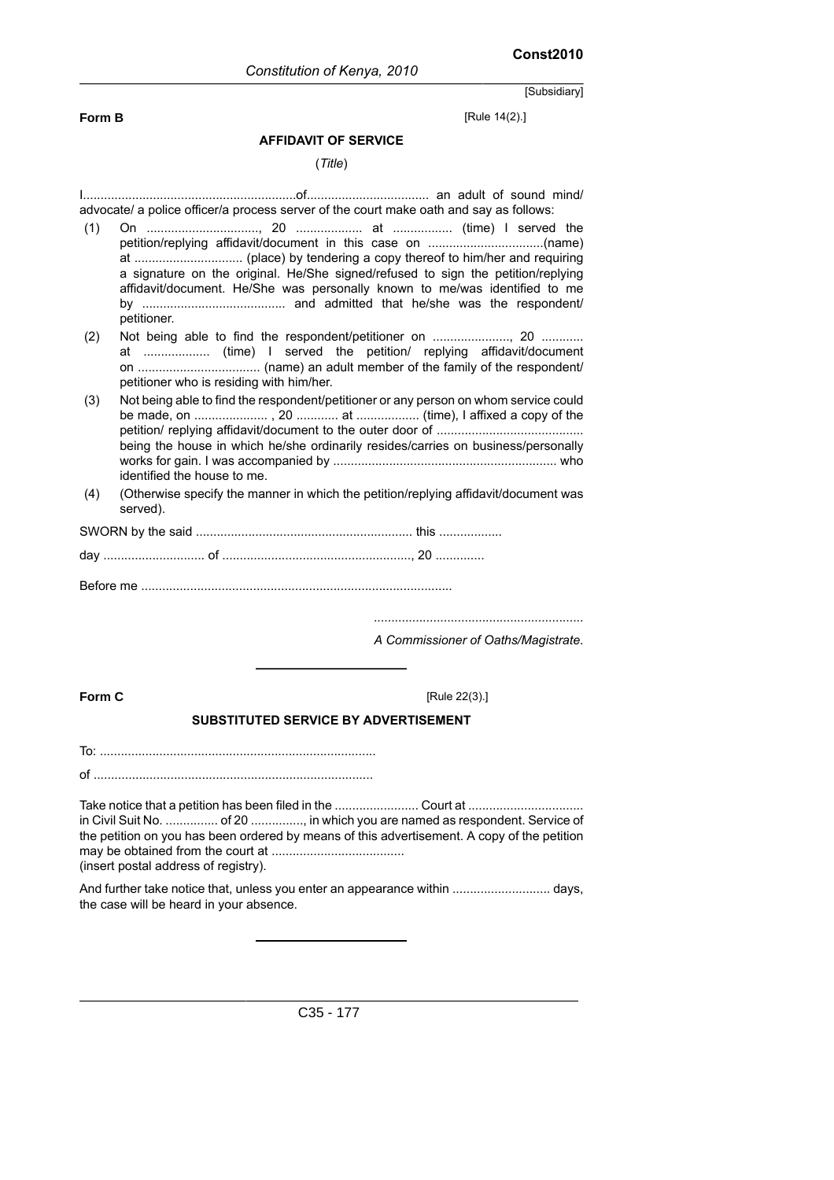[Subsidiary]

**Form B** [Rule 14(2).]

### AFFIDAVIT OF SERVICE

(*Title*)

I.............................................................of.................................... an adult of sound mind/ advocate/ a police officer/a process server of the court make oath and say as follows:

(1) On ................................, 20 ................... at ................. (time) I served the petition/replying affidavit/document in this case on .................................(name) at ............................... (place) by tendering a copy thereof to him/her and requiring a signature on the original. He/She signed/refused to sign the petition/replying affidavit/document. He/She was personally known to me/was identified to me by ......................................... and admitted that he/she was the respondent/ petitioner.

(2) Not being able to find the respondent/petitioner on ......................, 20 ............ at ................... (time) I served the petition/ replying affidavit/document on ................................... (name) an adult member of the family of the respondent/ petitioner who is residing with him/her.

(3) Not being able to find the respondent/petitioner or any person on whom service could be made, on ..................... , 20 ............ at .................. (time), I affixed a copy of the petition/ replying affidavit/document to the outer door of .......................................... being the house in which he/she ordinarily resides/carries on business/personally works for gain. I was accompanied by ............................................................... who identified the house to me.

(4) (Otherwise specify the manner in which the petition/replying affidavit/document was served).

SWORN by the said .............................................................. this ..................

day ............................. of ......................................................, 20 ..............

Before me ........................................................................................

............................................................

*A Commissioner of Oaths/Magistrate.*

---

**Form C** [Rule 22(3).]

### SUBSTITUTED SERVICE BY ADVERTISEMENT

To: ...............................................................................

of ................................................................................

Take notice that a petition has been filed in the ........................ Court at ................................. in Civil Suit No. ............... of 20 ..............., in which you are named as respondent. Service of the petition on you has been ordered by means of this advertisement. A copy of the petition may be obtained from the court at ......................................
(insert postal address of registry).

And further take notice that, unless you enter an appearance within ............................ days, the case will be heard in your absence.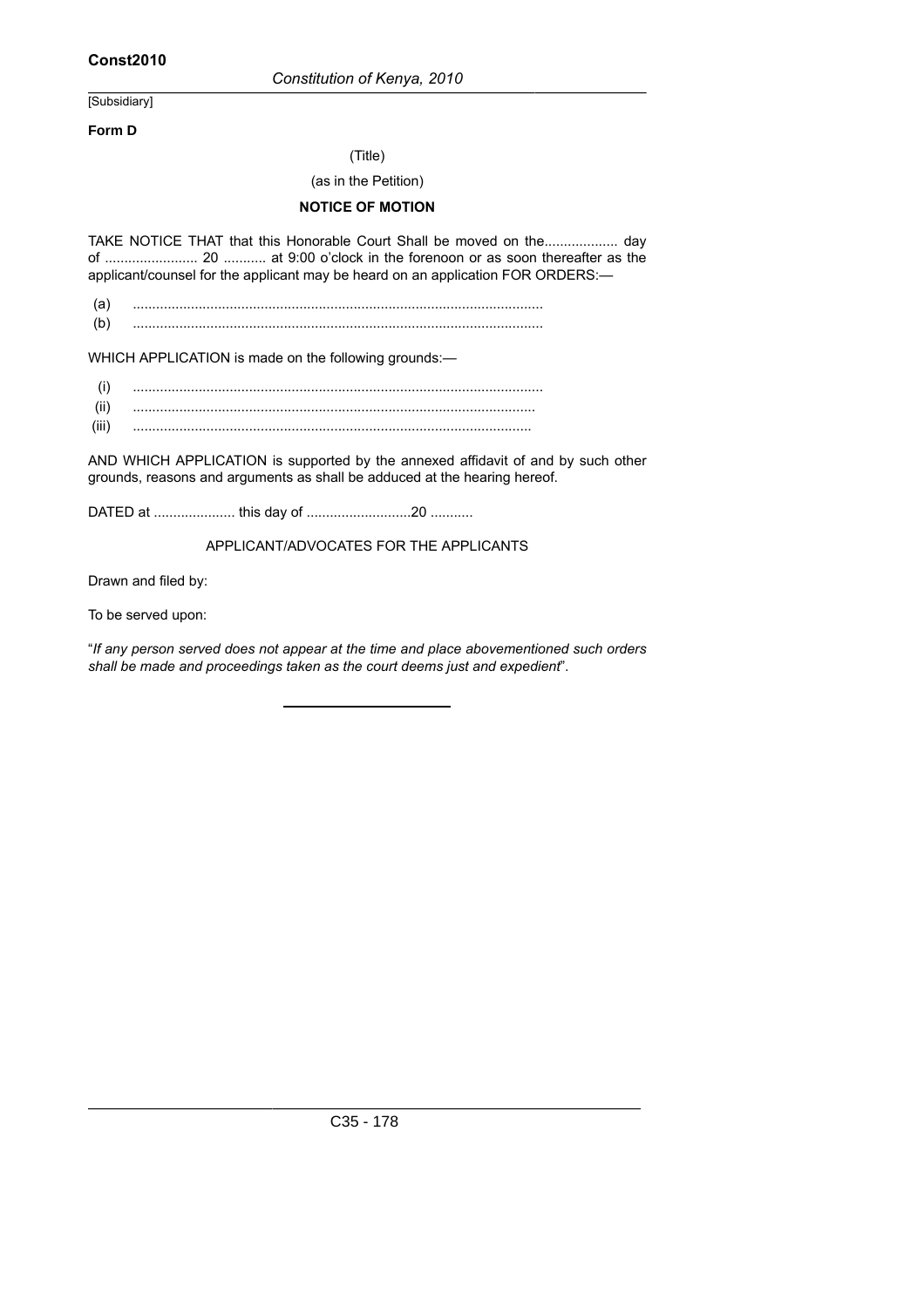[Subsidiary]

**Form D**

(Title)

(as in the Petition)

**NOTICE OF MOTION**

TAKE NOTICE THAT that this Honorable Court Shall be moved on the................... day of ........................ 20 ........... at 9:00 o'clock in the forenoon or as soon thereafter as the applicant/counsel for the applicant may be heard on an application FOR ORDERS:—

(a) .........................................................................................................

(b) .........................................................................................................

WHICH APPLICATION is made on the following grounds:—

(i) .........................................................................................................

(ii) .......................................................................................................

(iii) ......................................................................................................

AND WHICH APPLICATION is supported by the annexed affidavit of and by such other grounds, reasons and arguments as shall be adduced at the hearing hereof.

DATED at ..................... this day of ...........................20 ...........

APPLICANT/ADVOCATES FOR THE APPLICANTS

Drawn and filed by:

To be served upon:

"*If any person served does not appear at the time and place abovementioned such orders shall be made and proceedings taken as the court deems just and expedient*".